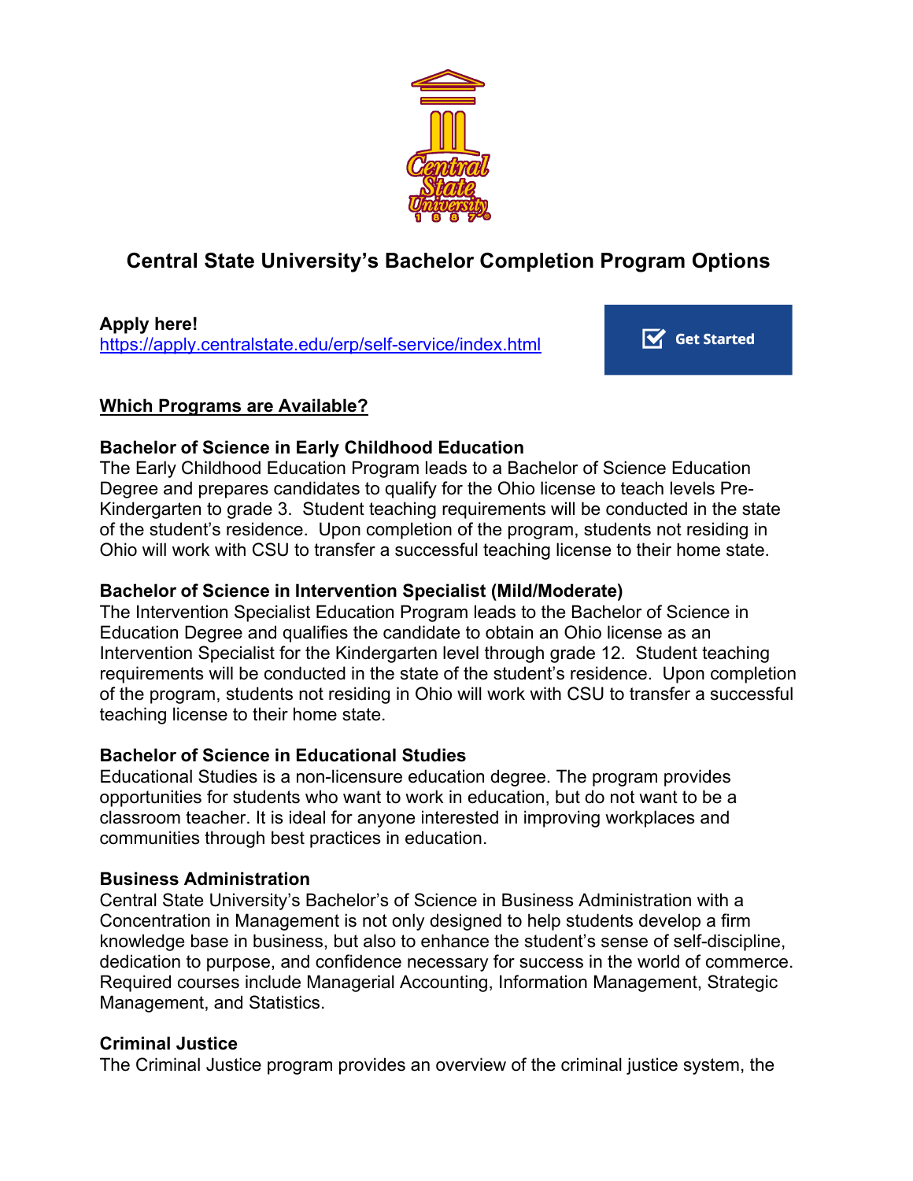# Central State University's Bachelor Completion Program Options

**Apply here!**
https://apply.centralstate.edu/erp/self-service/index.html

Get Started

## Which Programs are Available?

### Bachelor of Science in Early Childhood Education

The Early Childhood Education Program leads to a Bachelor of Science Education Degree and prepares candidates to qualify for the Ohio license to teach levels Pre-Kindergarten to grade 3. Student teaching requirements will be conducted in the state of the student's residence. Upon completion of the program, students not residing in Ohio will work with CSU to transfer a successful teaching license to their home state.

### Bachelor of Science in Intervention Specialist (Mild/Moderate)

The Intervention Specialist Education Program leads to the Bachelor of Science in Education Degree and qualifies the candidate to obtain an Ohio license as an Intervention Specialist for the Kindergarten level through grade 12. Student teaching requirements will be conducted in the state of the student's residence. Upon completion of the program, students not residing in Ohio will work with CSU to transfer a successful teaching license to their home state.

### Bachelor of Science in Educational Studies

Educational Studies is a non-licensure education degree. The program provides opportunities for students who want to work in education, but do not want to be a classroom teacher. It is ideal for anyone interested in improving workplaces and communities through best practices in education.

### Business Administration

Central State University's Bachelor's of Science in Business Administration with a Concentration in Management is not only designed to help students develop a firm knowledge base in business, but also to enhance the student's sense of self-discipline, dedication to purpose, and confidence necessary for success in the world of commerce. Required courses include Managerial Accounting, Information Management, Strategic Management, and Statistics.

### Criminal Justice

The Criminal Justice program provides an overview of the criminal justice system, the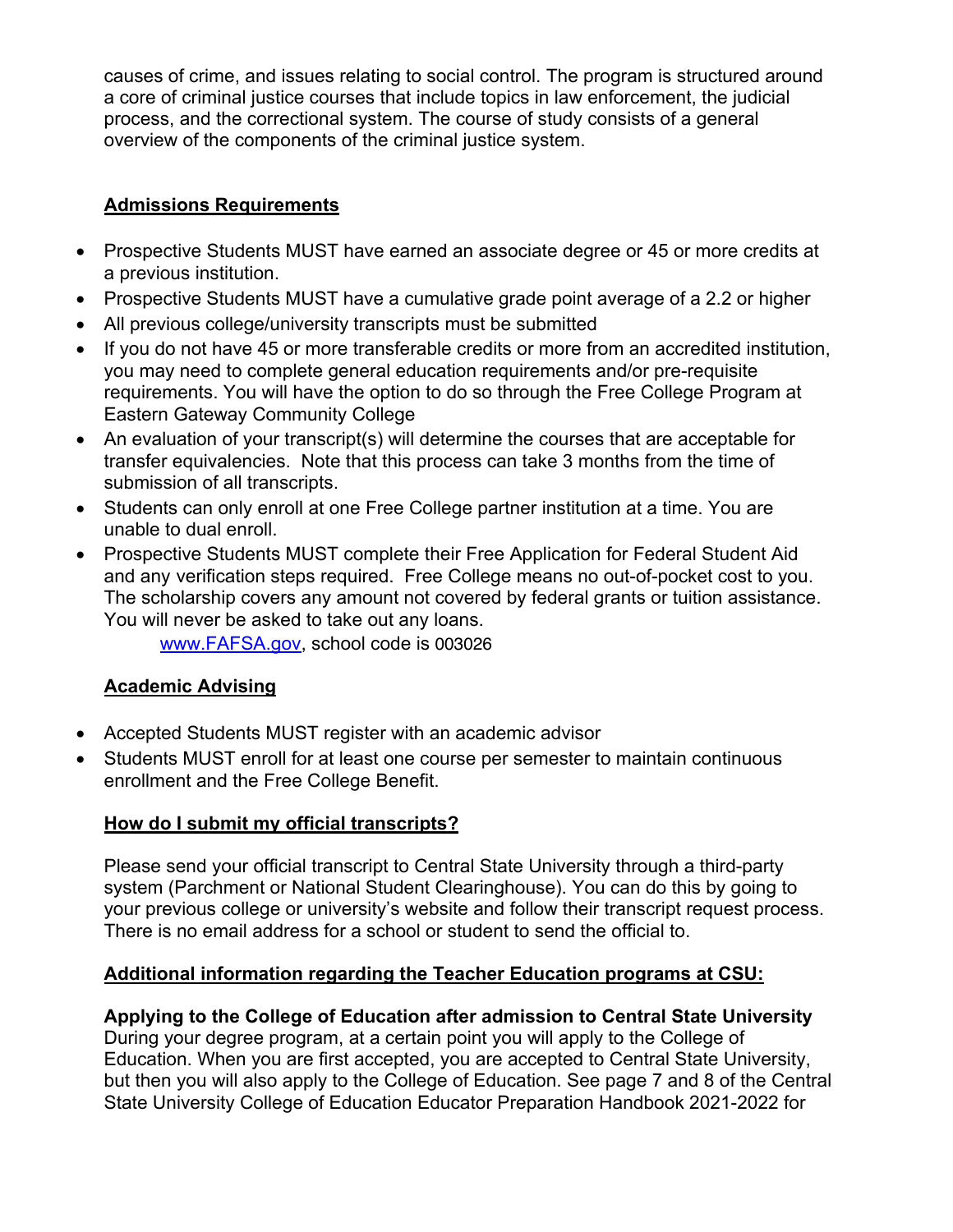causes of crime, and issues relating to social control. The program is structured around a core of criminal justice courses that include topics in law enforcement, the judicial process, and the correctional system. The course of study consists of a general overview of the components of the criminal justice system.

## Admissions Requirements

- Prospective Students MUST have earned an associate degree or 45 or more credits at a previous institution.
- Prospective Students MUST have a cumulative grade point average of a 2.2 or higher
- All previous college/university transcripts must be submitted
- If you do not have 45 or more transferable credits or more from an accredited institution, you may need to complete general education requirements and/or pre-requisite requirements. You will have the option to do so through the Free College Program at Eastern Gateway Community College
- An evaluation of your transcript(s) will determine the courses that are acceptable for transfer equivalencies. Note that this process can take 3 months from the time of submission of all transcripts.
- Students can only enroll at one Free College partner institution at a time. You are unable to dual enroll.
- Prospective Students MUST complete their Free Application for Federal Student Aid and any verification steps required. Free College means no out-of-pocket cost to you. The scholarship covers any amount not covered by federal grants or tuition assistance. You will never be asked to take out any loans.

  [www.FAFSA.gov](http://www.FAFSA.gov), school code is 003026

## Academic Advising

- Accepted Students MUST register with an academic advisor
- Students MUST enroll for at least one course per semester to maintain continuous enrollment and the Free College Benefit.

## How do I submit my official transcripts?

Please send your official transcript to Central State University through a third-party system (Parchment or National Student Clearinghouse). You can do this by going to your previous college or university's website and follow their transcript request process. There is no email address for a school or student to send the official to.

## Additional information regarding the Teacher Education programs at CSU:

**Applying to the College of Education after admission to Central State University**
During your degree program, at a certain point you will apply to the College of Education. When you are first accepted, you are accepted to Central State University, but then you will also apply to the College of Education. See page 7 and 8 of the Central State University College of Education Educator Preparation Handbook 2021-2022 for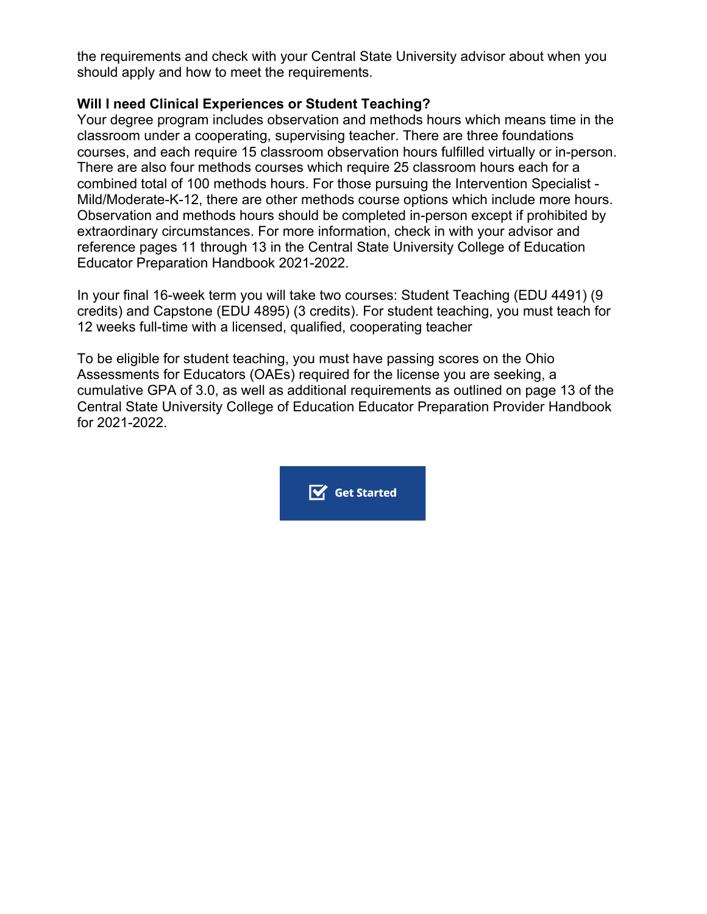the requirements and check with your Central State University advisor about when you should apply and how to meet the requirements.

**Will I need Clinical Experiences or Student Teaching?**

Your degree program includes observation and methods hours which means time in the classroom under a cooperating, supervising teacher. There are three foundations courses, and each require 15 classroom observation hours fulfilled virtually or in-person. There are also four methods courses which require 25 classroom hours each for a combined total of 100 methods hours. For those pursuing the Intervention Specialist - Mild/Moderate-K-12, there are other methods course options which include more hours. Observation and methods hours should be completed in-person except if prohibited by extraordinary circumstances. For more information, check in with your advisor and reference pages 11 through 13 in the Central State University College of Education Educator Preparation Handbook 2021-2022.

In your final 16-week term you will take two courses: Student Teaching (EDU 4491) (9 credits) and Capstone (EDU 4895) (3 credits). For student teaching, you must teach for 12 weeks full-time with a licensed, qualified, cooperating teacher

To be eligible for student teaching, you must have passing scores on the Ohio Assessments for Educators (OAEs) required for the license you are seeking, a cumulative GPA of 3.0, as well as additional requirements as outlined on page 13 of the Central State University College of Education Educator Preparation Provider Handbook for 2021-2022.

Get Started